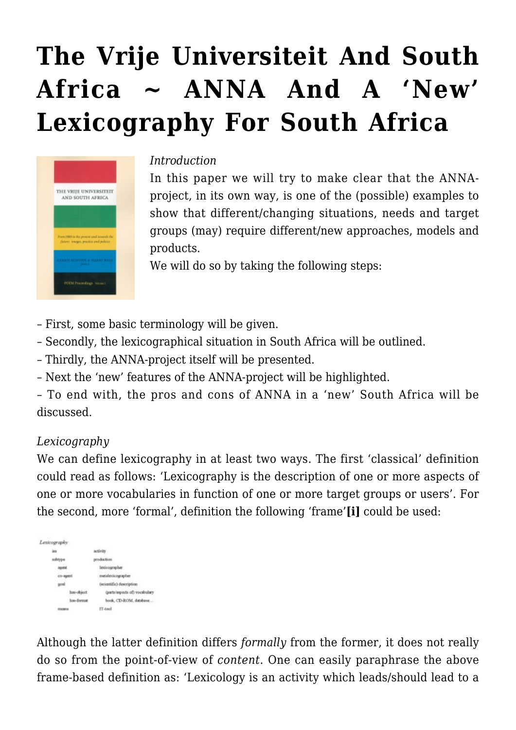# The Vrije Universiteit And South Africa ~ ANNA And A 'New' Lexicography For South Africa

*Introduction*

In this paper we will try to make clear that the ANNA-project, in its own way, is one of the (possible) examples to show that different/changing situations, needs and target groups (may) require different/new approaches, models and products.

We will do so by taking the following steps:

– First, some basic terminology will be given.
– Secondly, the lexicographical situation in South Africa will be outlined.
– Thirdly, the ANNA-project itself will be presented.
– Next the 'new' features of the ANNA-project will be highlighted.
– To end with, the pros and cons of ANNA in a 'new' South Africa will be discussed.

*Lexicography*

We can define lexicography in at least two ways. The first 'classical' definition could read as follows: 'Lexicography is the description of one or more aspects of one or more vocabularies in function of one or more target groups or users'. For the second, more 'formal', definition the following 'frame'**[i]** could be used:

```
Lexicography
    isa                 activity
    subtype             production
        agent           lexicographer
        co-agent        metalexicographer
        goal            (scientific) description
            has-object      (parts/aspects of) vocabulary
            has-format      book, CD-ROM, database...
    means               IT-tool
```

Although the latter definition differs *formally* from the former, it does not really do so from the point-of-view of *content*. One can easily paraphrase the above frame-based definition as: 'Lexicology is an activity which leads/should lead to a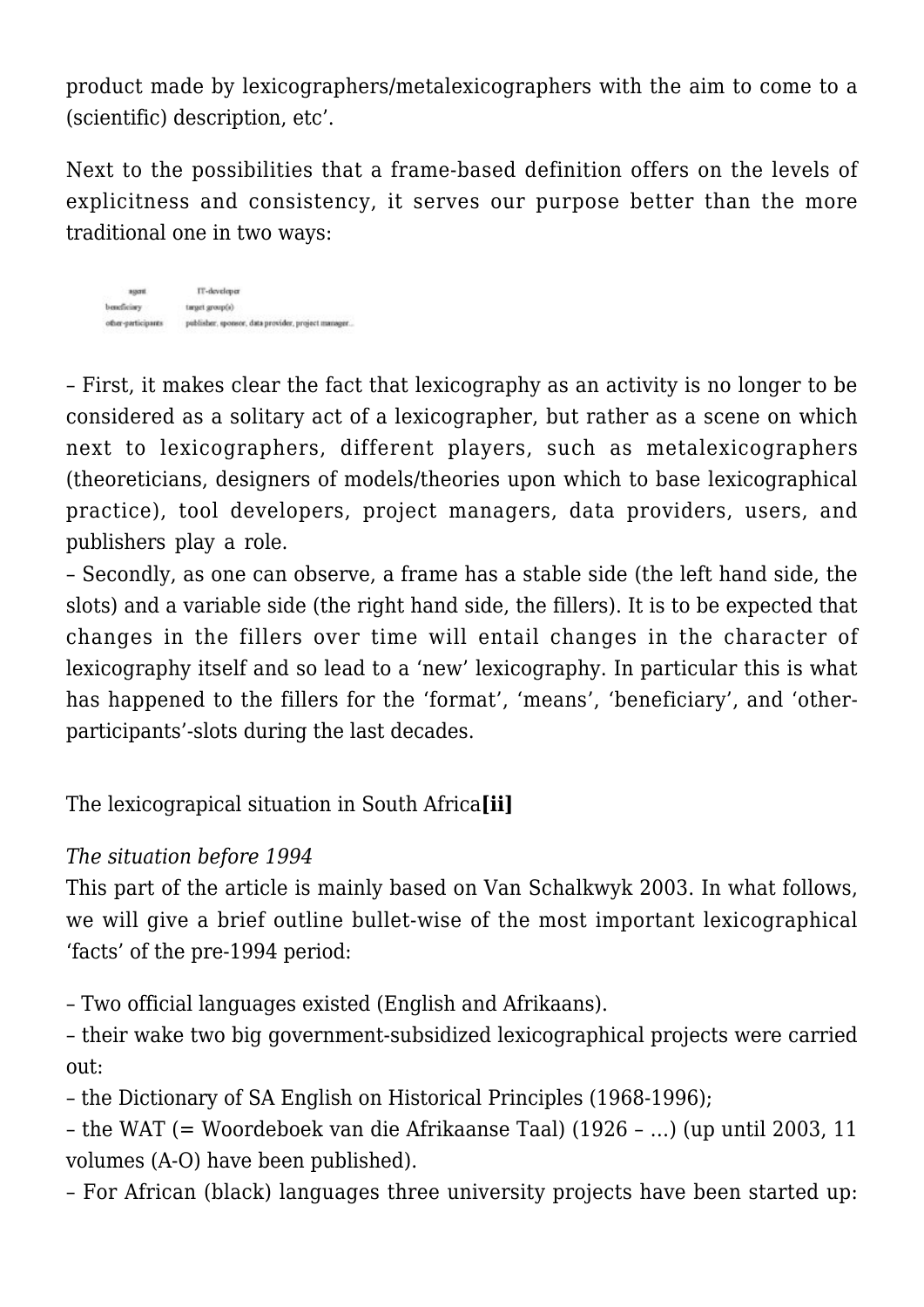product made by lexicographers/metalexicographers with the aim to come to a (scientific) description, etc'.

Next to the possibilities that a frame-based definition offers on the levels of explicitness and consistency, it serves our purpose better than the more traditional one in two ways:

| | |
|---|---|
| agent | IT-developer |
| beneficiary | target group(s) |
| other-participants | publisher, sponsor, data provider, project manager... |

– First, it makes clear the fact that lexicography as an activity is no longer to be considered as a solitary act of a lexicographer, but rather as a scene on which next to lexicographers, different players, such as metalexicographers (theoreticians, designers of models/theories upon which to base lexicographical practice), tool developers, project managers, data providers, users, and publishers play a role.
– Secondly, as one can observe, a frame has a stable side (the left hand side, the slots) and a variable side (the right hand side, the fillers). It is to be expected that changes in the fillers over time will entail changes in the character of lexicography itself and so lead to a 'new' lexicography. In particular this is what has happened to the fillers for the 'format', 'means', 'beneficiary', and 'other-participants'-slots during the last decades.

## The lexicograpical situation in South Africa**[ii]**

*The situation before 1994*
This part of the article is mainly based on Van Schalkwyk 2003. In what follows, we will give a brief outline bullet-wise of the most important lexicographical 'facts' of the pre-1994 period:

– Two official languages existed (English and Afrikaans).
– their wake two big government-subsidized lexicographical projects were carried out:
– the Dictionary of SA English on Historical Principles (1968-1996);
– the WAT (= Woordeboek van die Afrikaanse Taal) (1926 – …) (up until 2003, 11 volumes (A-O) have been published).
– For African (black) languages three university projects have been started up: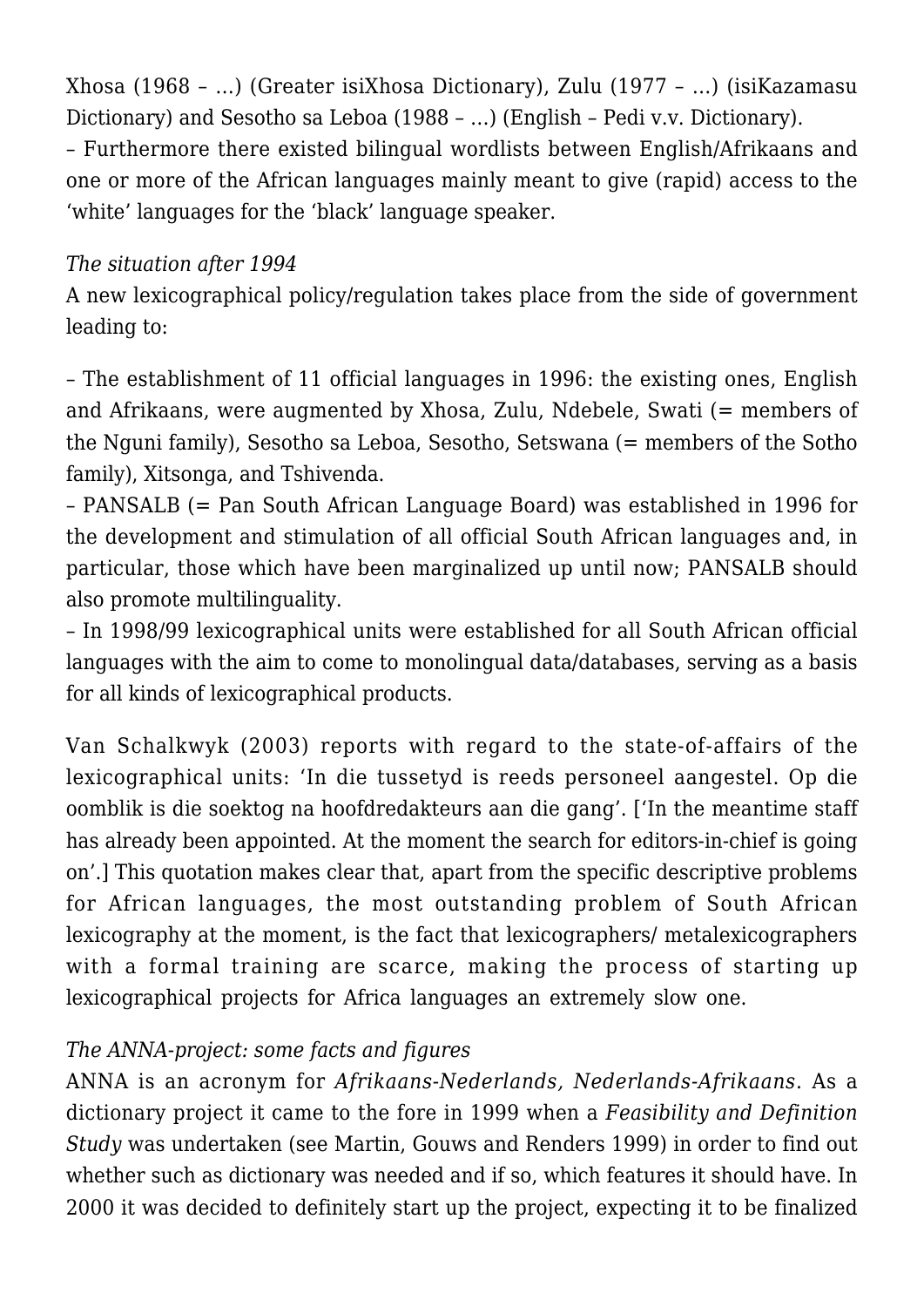Xhosa (1968 – …) (Greater isiXhosa Dictionary), Zulu (1977 – …) (isiKazamasu Dictionary) and Sesotho sa Leboa (1988 – …) (English – Pedi v.v. Dictionary).
– Furthermore there existed bilingual wordlists between English/Afrikaans and one or more of the African languages mainly meant to give (rapid) access to the 'white' languages for the 'black' language speaker.

*The situation after 1994*
A new lexicographical policy/regulation takes place from the side of government leading to:

– The establishment of 11 official languages in 1996: the existing ones, English and Afrikaans, were augmented by Xhosa, Zulu, Ndebele, Swati (= members of the Nguni family), Sesotho sa Leboa, Sesotho, Setswana (= members of the Sotho family), Xitsonga, and Tshivenda.
– PANSALB (= Pan South African Language Board) was established in 1996 for the development and stimulation of all official South African languages and, in particular, those which have been marginalized up until now; PANSALB should also promote multilinguality.
– In 1998/99 lexicographical units were established for all South African official languages with the aim to come to monolingual data/databases, serving as a basis for all kinds of lexicographical products.

Van Schalkwyk (2003) reports with regard to the state-of-affairs of the lexicographical units: 'In die tussetyd is reeds personeel aangestel. Op die oomblik is die soektog na hoofdredakteurs aan die gang'. ['In the meantime staff has already been appointed. At the moment the search for editors-in-chief is going on'.] This quotation makes clear that, apart from the specific descriptive problems for African languages, the most outstanding problem of South African lexicography at the moment, is the fact that lexicographers/ metalexicographers with a formal training are scarce, making the process of starting up lexicographical projects for Africa languages an extremely slow one.

*The ANNA-project: some facts and figures*
ANNA is an acronym for *Afrikaans-Nederlands, Nederlands-Afrikaans*. As a dictionary project it came to the fore in 1999 when a *Feasibility and Definition Study* was undertaken (see Martin, Gouws and Renders 1999) in order to find out whether such as dictionary was needed and if so, which features it should have. In 2000 it was decided to definitely start up the project, expecting it to be finalized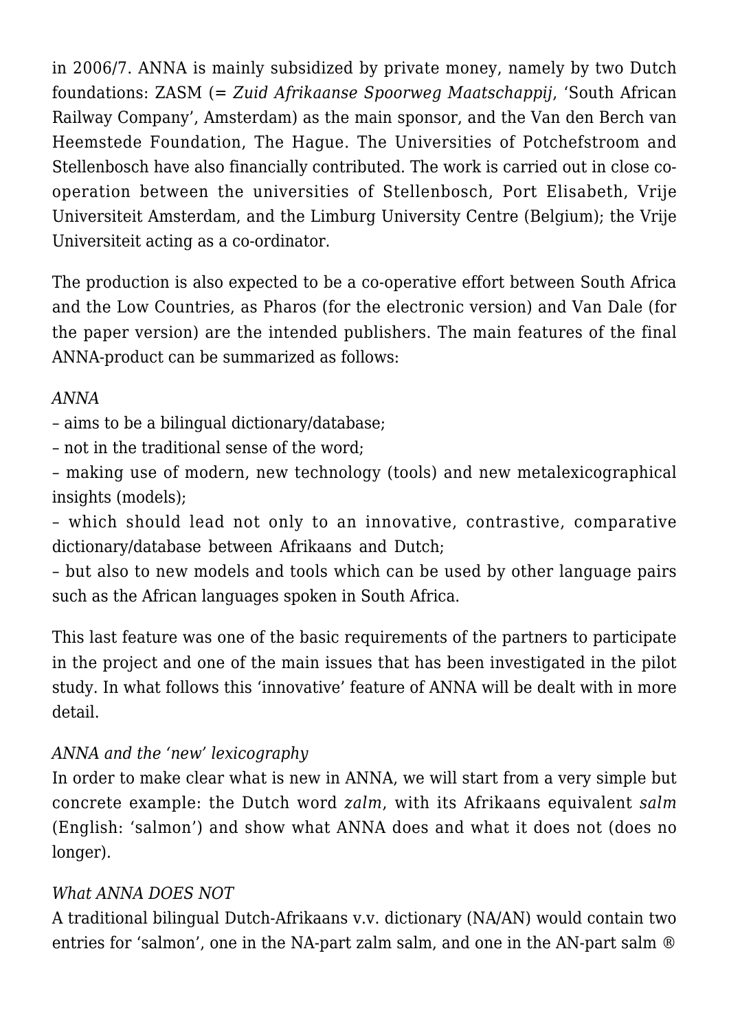in 2006/7. ANNA is mainly subsidized by private money, namely by two Dutch foundations: ZASM (= *Zuid Afrikaanse Spoorweg Maatschappij*, 'South African Railway Company', Amsterdam) as the main sponsor, and the Van den Berch van Heemstede Foundation, The Hague. The Universities of Potchefstroom and Stellenbosch have also financially contributed. The work is carried out in close co-operation between the universities of Stellenbosch, Port Elisabeth, Vrije Universiteit Amsterdam, and the Limburg University Centre (Belgium); the Vrije Universiteit acting as a co-ordinator.

The production is also expected to be a co-operative effort between South Africa and the Low Countries, as Pharos (for the electronic version) and Van Dale (for the paper version) are the intended publishers. The main features of the final ANNA-product can be summarized as follows:

*ANNA*

– aims to be a bilingual dictionary/database;
– not in the traditional sense of the word;
– making use of modern, new technology (tools) and new metalexicographical insights (models);
– which should lead not only to an innovative, contrastive, comparative dictionary/database between Afrikaans and Dutch;
– but also to new models and tools which can be used by other language pairs such as the African languages spoken in South Africa.

This last feature was one of the basic requirements of the partners to participate in the project and one of the main issues that has been investigated in the pilot study. In what follows this 'innovative' feature of ANNA will be dealt with in more detail.

*ANNA and the 'new' lexicography*

In order to make clear what is new in ANNA, we will start from a very simple but concrete example: the Dutch word *zalm*, with its Afrikaans equivalent *salm* (English: 'salmon') and show what ANNA does and what it does not (does no longer).

*What ANNA DOES NOT*

A traditional bilingual Dutch-Afrikaans v.v. dictionary (NA/AN) would contain two entries for 'salmon', one in the NA-part zalm salm, and one in the AN-part salm ®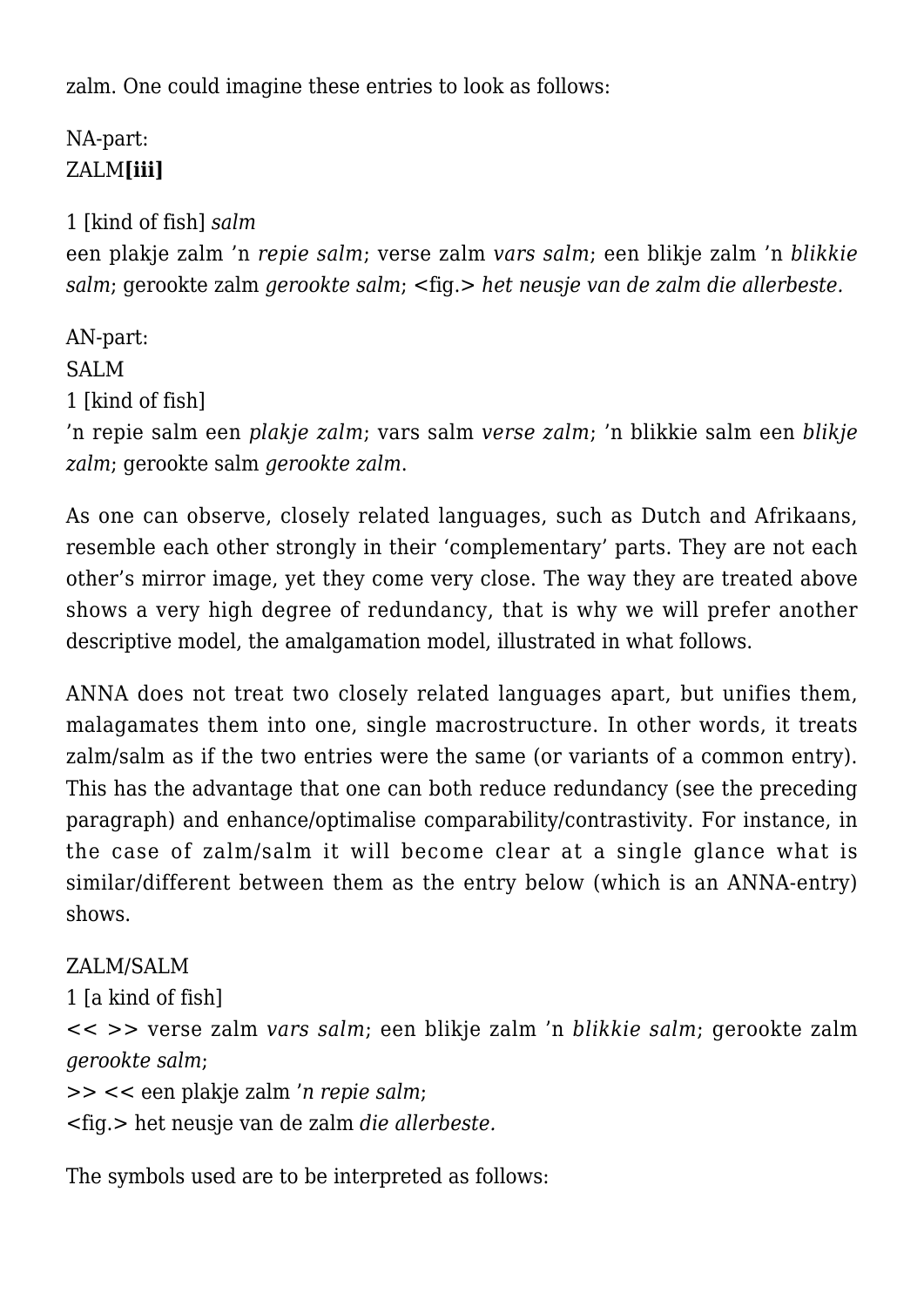zalm. One could imagine these entries to look as follows:

NA-part:
ZALM**[iii]**

1 [kind of fish] *salm*
een plakje zalm 'n *repie salm*; verse zalm *vars salm*; een blikje zalm 'n *blikkie salm*; gerookte zalm *gerookte salm*; <fig.> *het neusje van de zalm die allerbeste.*

AN-part:
SALM
1 [kind of fish]
'n repie salm een *plakje zalm*; vars salm *verse zalm*; 'n blikkie salm een *blikje zalm*; gerookte salm *gerookte zalm*.

As one can observe, closely related languages, such as Dutch and Afrikaans, resemble each other strongly in their 'complementary' parts. They are not each other's mirror image, yet they come very close. The way they are treated above shows a very high degree of redundancy, that is why we will prefer another descriptive model, the amalgamation model, illustrated in what follows.

ANNA does not treat two closely related languages apart, but unifies them, malagamates them into one, single macrostructure. In other words, it treats zalm/salm as if the two entries were the same (or variants of a common entry). This has the advantage that one can both reduce redundancy (see the preceding paragraph) and enhance/optimalise comparability/contrastivity. For instance, in the case of zalm/salm it will become clear at a single glance what is similar/different between them as the entry below (which is an ANNA-entry) shows.

ZALM/SALM
1 [a kind of fish]
<< >> verse zalm *vars salm*; een blikje zalm 'n *blikkie salm*; gerookte zalm *gerookte salm*;
>> << een plakje zalm *'n repie salm*;
<fig.> het neusje van de zalm *die allerbeste.*

The symbols used are to be interpreted as follows: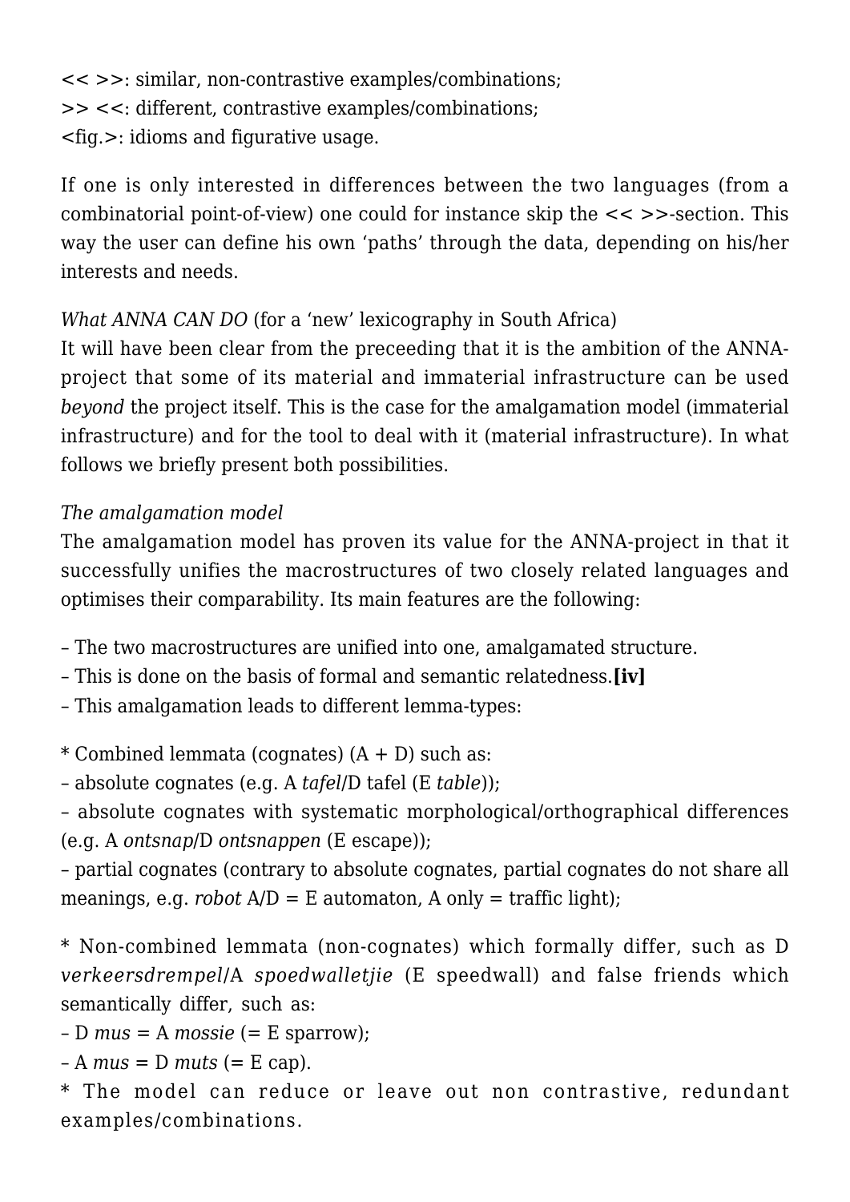<< >>: similar, non-contrastive examples/combinations;
>> <<: different, contrastive examples/combinations;
<fig.>: idioms and figurative usage.

If one is only interested in differences between the two languages (from a combinatorial point-of-view) one could for instance skip the << >>-section. This way the user can define his own 'paths' through the data, depending on his/her interests and needs.

*What ANNA CAN DO* (for a 'new' lexicography in South Africa)
It will have been clear from the preceeding that it is the ambition of the ANNA-project that some of its material and immaterial infrastructure can be used *beyond* the project itself. This is the case for the amalgamation model (immaterial infrastructure) and for the tool to deal with it (material infrastructure). In what follows we briefly present both possibilities.

*The amalgamation model*
The amalgamation model has proven its value for the ANNA-project in that it successfully unifies the macrostructures of two closely related languages and optimises their comparability. Its main features are the following:

– The two macrostructures are unified into one, amalgamated structure.
– This is done on the basis of formal and semantic relatedness.**[iv]**
– This amalgamation leads to different lemma-types:

* Combined lemmata (cognates) (A + D) such as:
– absolute cognates (e.g. A *tafel*/D tafel (E *table*));
– absolute cognates with systematic morphological/orthographical differences (e.g. A *ontsnap*/D *ontsnappen* (E escape));
– partial cognates (contrary to absolute cognates, partial cognates do not share all meanings, e.g. *robot* A/D = E automaton, A only = traffic light);

* Non-combined lemmata (non-cognates) which formally differ, such as D *verkeersdrempel*/A *spoedwalletjie* (E speedwall) and false friends which semantically differ, such as:
– D *mus* = A *mossie* (= E sparrow);
– A *mus* = D *muts* (= E cap).
* The model can reduce or leave out non contrastive, redundant examples/combinations.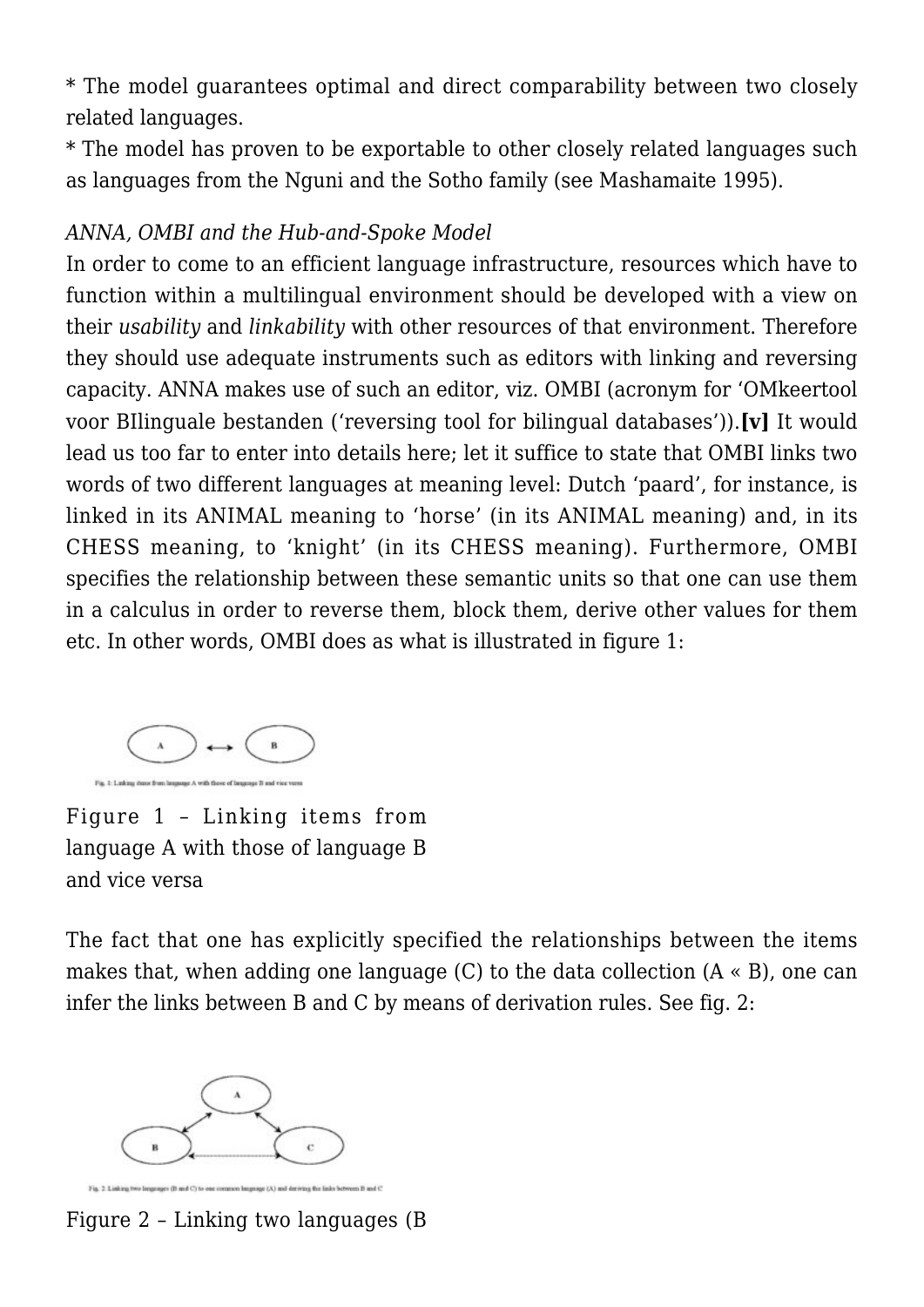* The model guarantees optimal and direct comparability between two closely related languages.
* The model has proven to be exportable to other closely related languages such as languages from the Nguni and the Sotho family (see Mashamaite 1995).

*ANNA, OMBI and the Hub-and-Spoke Model*

In order to come to an efficient language infrastructure, resources which have to function within a multilingual environment should be developed with a view on their *usability* and *linkability* with other resources of that environment. Therefore they should use adequate instruments such as editors with linking and reversing capacity. ANNA makes use of such an editor, viz. OMBI (acronym for 'OMkeertool voor BIlinguale bestanden ('reversing tool for bilingual databases')).**[v]** It would lead us too far to enter into details here; let it suffice to state that OMBI links two words of two different languages at meaning level: Dutch 'paard', for instance, is linked in its ANIMAL meaning to 'horse' (in its ANIMAL meaning) and, in its CHESS meaning, to 'knight' (in its CHESS meaning). Furthermore, OMBI specifies the relationship between these semantic units so that one can use them in a calculus in order to reverse them, block them, derive other values for them etc. In other words, OMBI does as what is illustrated in figure 1:

Fig. 1: Linking items from language A with those of language B and vice versa

Figure 1 – Linking items from language A with those of language B and vice versa

The fact that one has explicitly specified the relationships between the items makes that, when adding one language (C) to the data collection (A « B), one can infer the links between B and C by means of derivation rules. See fig. 2:

Fig. 2: Linking two languages (B and C) to one common language (A) and deriving the links between B and C

Figure 2 – Linking two languages (B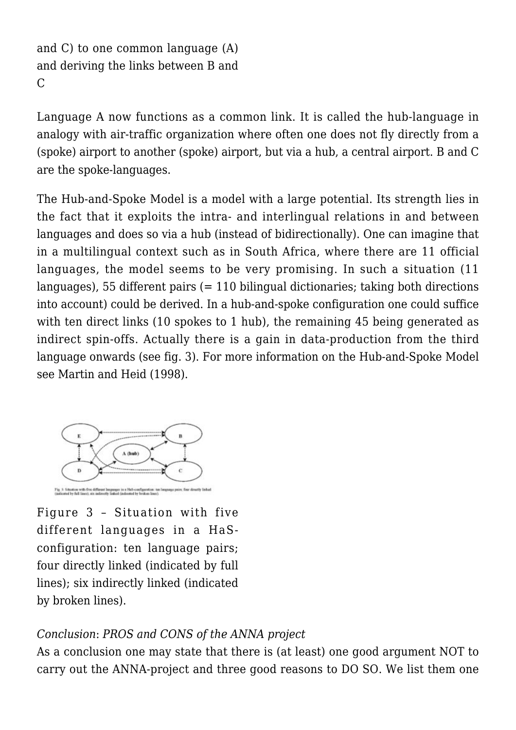and C) to one common language (A) and deriving the links between B and C

Language A now functions as a common link. It is called the hub-language in analogy with air-traffic organization where often one does not fly directly from a (spoke) airport to another (spoke) airport, but via a hub, a central airport. B and C are the spoke-languages.

The Hub-and-Spoke Model is a model with a large potential. Its strength lies in the fact that it exploits the intra- and interlingual relations in and between languages and does so via a hub (instead of bidirectionally). One can imagine that in a multilingual context such as in South Africa, where there are 11 official languages, the model seems to be very promising. In such a situation (11 languages), 55 different pairs (= 110 bilingual dictionaries; taking both directions into account) could be derived. In a hub-and-spoke configuration one could suffice with ten direct links (10 spokes to 1 hub), the remaining 45 being generated as indirect spin-offs. Actually there is a gain in data-production from the third language onwards (see fig. 3). For more information on the Hub-and-Spoke Model see Martin and Heid (1998).

Figure 3 – Situation with five different languages in a HaS-configuration: ten language pairs; four directly linked (indicated by full lines); six indirectly linked (indicated by broken lines).

*Conclusion*: *PROS and CONS of the ANNA project*

As a conclusion one may state that there is (at least) one good argument NOT to carry out the ANNA-project and three good reasons to DO SO. We list them one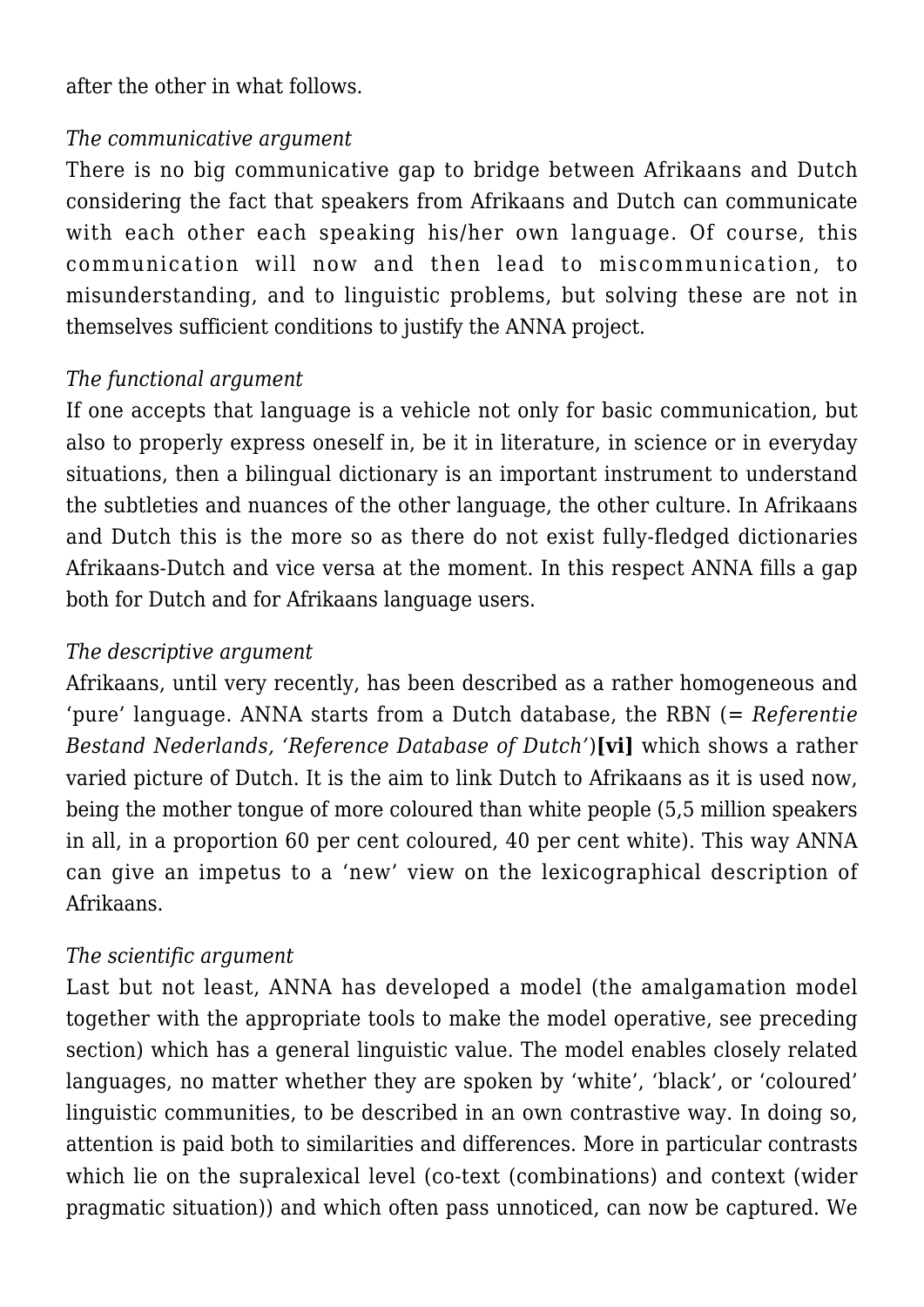after the other in what follows.

*The communicative argument*

There is no big communicative gap to bridge between Afrikaans and Dutch considering the fact that speakers from Afrikaans and Dutch can communicate with each other each speaking his/her own language. Of course, this communication will now and then lead to miscommunication, to misunderstanding, and to linguistic problems, but solving these are not in themselves sufficient conditions to justify the ANNA project.

*The functional argument*

If one accepts that language is a vehicle not only for basic communication, but also to properly express oneself in, be it in literature, in science or in everyday situations, then a bilingual dictionary is an important instrument to understand the subtleties and nuances of the other language, the other culture. In Afrikaans and Dutch this is the more so as there do not exist fully-fledged dictionaries Afrikaans-Dutch and vice versa at the moment. In this respect ANNA fills a gap both for Dutch and for Afrikaans language users.

*The descriptive argument*

Afrikaans, until very recently, has been described as a rather homogeneous and 'pure' language. ANNA starts from a Dutch database, the RBN (= *Referentie Bestand Nederlands, 'Reference Database of Dutch'*)**[vi]** which shows a rather varied picture of Dutch. It is the aim to link Dutch to Afrikaans as it is used now, being the mother tongue of more coloured than white people (5,5 million speakers in all, in a proportion 60 per cent coloured, 40 per cent white). This way ANNA can give an impetus to a 'new' view on the lexicographical description of Afrikaans.

*The scientific argument*

Last but not least, ANNA has developed a model (the amalgamation model together with the appropriate tools to make the model operative, see preceding section) which has a general linguistic value. The model enables closely related languages, no matter whether they are spoken by 'white', 'black', or 'coloured' linguistic communities, to be described in an own contrastive way. In doing so, attention is paid both to similarities and differences. More in particular contrasts which lie on the supralexical level (co-text (combinations) and context (wider pragmatic situation)) and which often pass unnoticed, can now be captured. We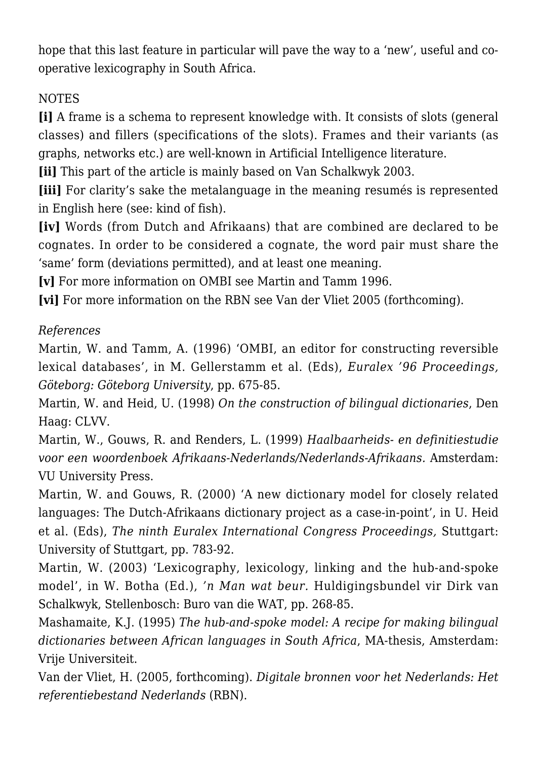hope that this last feature in particular will pave the way to a 'new', useful and co-operative lexicography in South Africa.

NOTES

**[i]** A frame is a schema to represent knowledge with. It consists of slots (general classes) and fillers (specifications of the slots). Frames and their variants (as graphs, networks etc.) are well-known in Artificial Intelligence literature.

**[ii]** This part of the article is mainly based on Van Schalkwyk 2003.

**[iii]** For clarity's sake the metalanguage in the meaning resumés is represented in English here (see: kind of fish).

**[iv]** Words (from Dutch and Afrikaans) that are combined are declared to be cognates. In order to be considered a cognate, the word pair must share the 'same' form (deviations permitted), and at least one meaning.

**[v]** For more information on OMBI see Martin and Tamm 1996.

**[vi]** For more information on the RBN see Van der Vliet 2005 (forthcoming).

*References*

Martin, W. and Tamm, A. (1996) 'OMBI, an editor for constructing reversible lexical databases', in M. Gellerstamm et al. (Eds), *Euralex '96 Proceedings, Göteborg: Göteborg University*, pp. 675-85.

Martin, W. and Heid, U. (1998) *On the construction of bilingual dictionaries*, Den Haag: CLVV.

Martin, W., Gouws, R. and Renders, L. (1999) *Haalbaarheids- en definitiestudie voor een woordenboek Afrikaans-Nederlands/Nederlands-Afrikaans.* Amsterdam: VU University Press.

Martin, W. and Gouws, R. (2000) 'A new dictionary model for closely related languages: The Dutch-Afrikaans dictionary project as a case-in-point', in U. Heid et al. (Eds), *The ninth Euralex International Congress Proceedings,* Stuttgart: University of Stuttgart, pp. 783-92.

Martin, W. (2003) 'Lexicography, lexicology, linking and the hub-and-spoke model', in W. Botha (Ed.), *'n Man wat beur.* Huldigingsbundel vir Dirk van Schalkwyk, Stellenbosch: Buro van die WAT, pp. 268-85.

Mashamaite, K.J. (1995) *The hub-and-spoke model: A recipe for making bilingual dictionaries between African languages in South Africa*, MA-thesis, Amsterdam: Vrije Universiteit.

Van der Vliet, H. (2005, forthcoming). *Digitale bronnen voor het Nederlands: Het referentiebestand Nederlands* (RBN).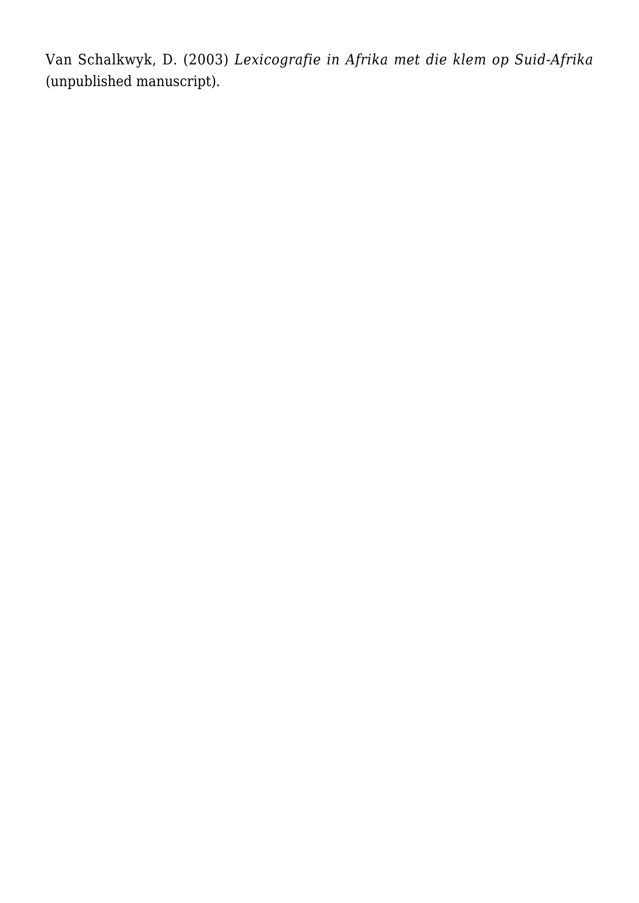Van Schalkwyk, D. (2003) *Lexicografie in Afrika met die klem op Suid-Afrika* (unpublished manuscript).